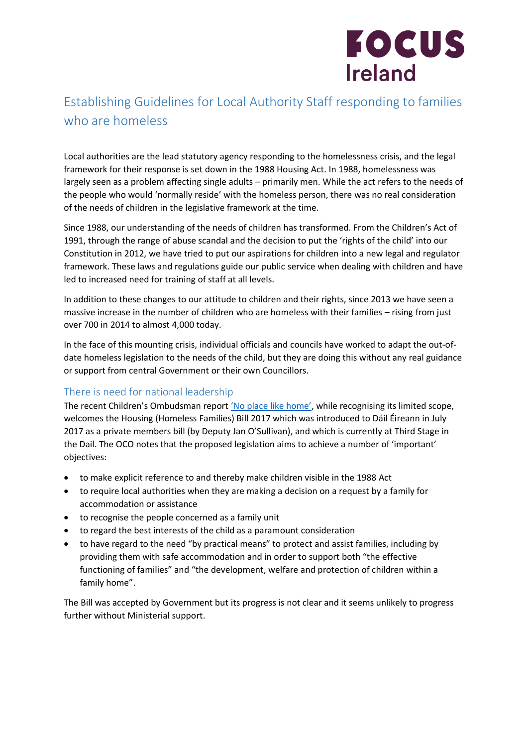# Establishing Guidelines for Local Authority Staff responding to families who are homeless

Local authorities are the lead statutory agency responding to the homelessness crisis, and the legal framework for their response is set down in the 1988 Housing Act. In 1988, homelessness was largely seen as a problem affecting single adults – primarily men. While the act refers to the needs of the people who would 'normally reside' with the homeless person, there was no real consideration of the needs of children in the legislative framework at the time.

Since 1988, our understanding of the needs of children has transformed. From the Children's Act of 1991, through the range of abuse scandal and the decision to put the 'rights of the child' into our Constitution in 2012, we have tried to put our aspirations for children into a new legal and regulator framework. These laws and regulations guide our public service when dealing with children and have led to increased need for training of staff at all levels.

In addition to these changes to our attitude to children and their rights, since 2013 we have seen a massive increase in the number of children who are homeless with their families – rising from just over 700 in 2014 to almost 4,000 today.

In the face of this mounting crisis, individual officials and councils have worked to adapt the out-of-date homeless legislation to the needs of the child, but they are doing this without any real guidance or support from central Government or their own Councillors.

## There is need for national leadership

The recent Children's Ombudsman report ['No place like home'](), while recognising its limited scope, welcomes the Housing (Homeless Families) Bill 2017 which was introduced to Dáil Éireann in July 2017 as a private members bill (by Deputy Jan O'Sullivan), and which is currently at Third Stage in the Dail. The OCO notes that the proposed legislation aims to achieve a number of 'important' objectives:

- to make explicit reference to and thereby make children visible in the 1988 Act
- to require local authorities when they are making a decision on a request by a family for accommodation or assistance
- to recognise the people concerned as a family unit
- to regard the best interests of the child as a paramount consideration
- to have regard to the need "by practical means" to protect and assist families, including by providing them with safe accommodation and in order to support both "the effective functioning of families" and "the development, welfare and protection of children within a family home".

The Bill was accepted by Government but its progress is not clear and it seems unlikely to progress further without Ministerial support.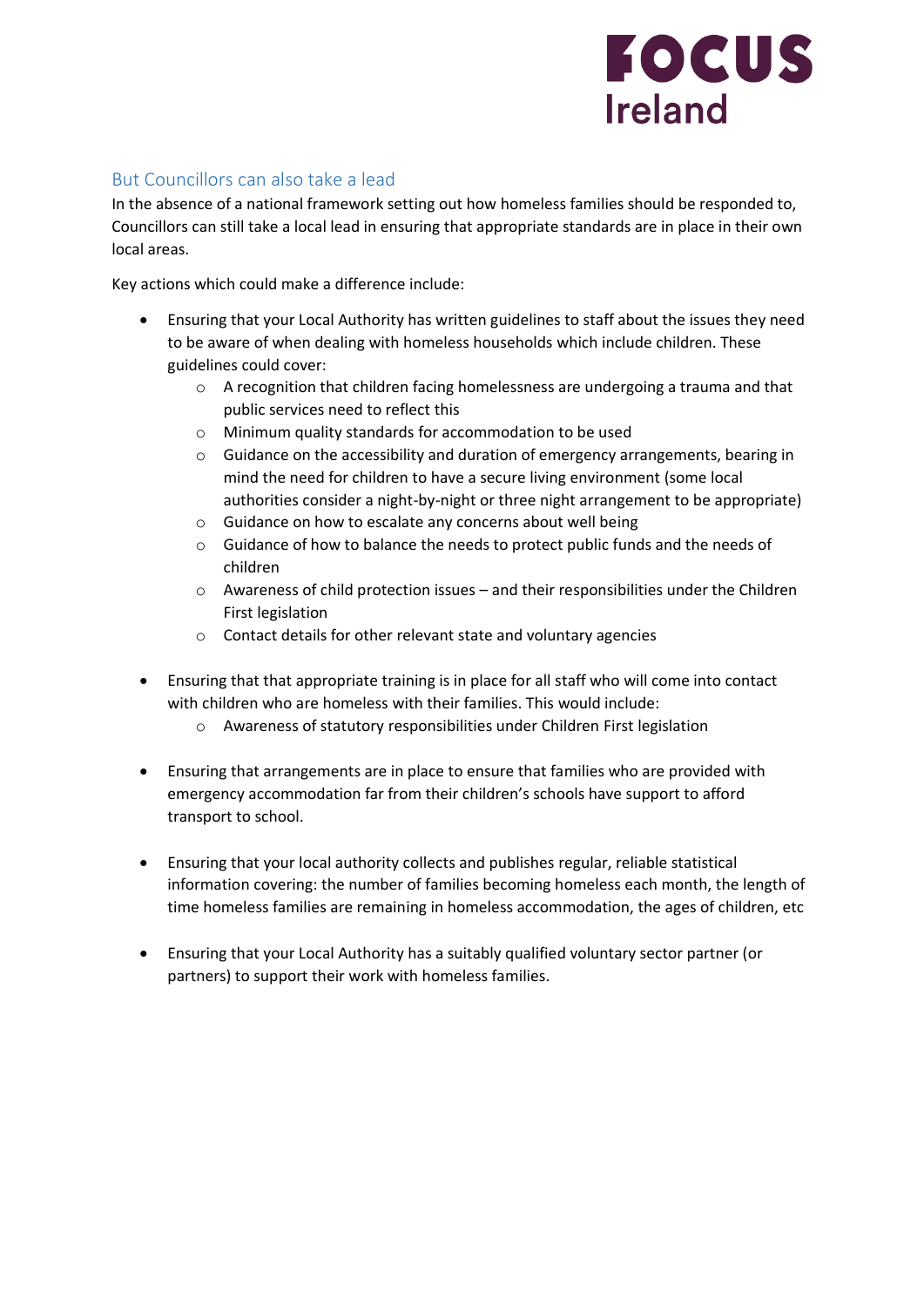## But Councillors can also take a lead

In the absence of a national framework setting out how homeless families should be responded to, Councillors can still take a local lead in ensuring that appropriate standards are in place in their own local areas.

Key actions which could make a difference include:

- Ensuring that your Local Authority has written guidelines to staff about the issues they need to be aware of when dealing with homeless households which include children. These guidelines could cover:
    - A recognition that children facing homelessness are undergoing a trauma and that public services need to reflect this
    - Minimum quality standards for accommodation to be used
    - Guidance on the accessibility and duration of emergency arrangements, bearing in mind the need for children to have a secure living environment (some local authorities consider a night-by-night or three night arrangement to be appropriate)
    - Guidance on how to escalate any concerns about well being
    - Guidance of how to balance the needs to protect public funds and the needs of children
    - Awareness of child protection issues – and their responsibilities under the Children First legislation
    - Contact details for other relevant state and voluntary agencies

- Ensuring that that appropriate training is in place for all staff who will come into contact with children who are homeless with their families. This would include:
    - Awareness of statutory responsibilities under Children First legislation

- Ensuring that arrangements are in place to ensure that families who are provided with emergency accommodation far from their children's schools have support to afford transport to school.

- Ensuring that your local authority collects and publishes regular, reliable statistical information covering: the number of families becoming homeless each month, the length of time homeless families are remaining in homeless accommodation, the ages of children, etc

- Ensuring that your Local Authority has a suitably qualified voluntary sector partner (or partners) to support their work with homeless families.